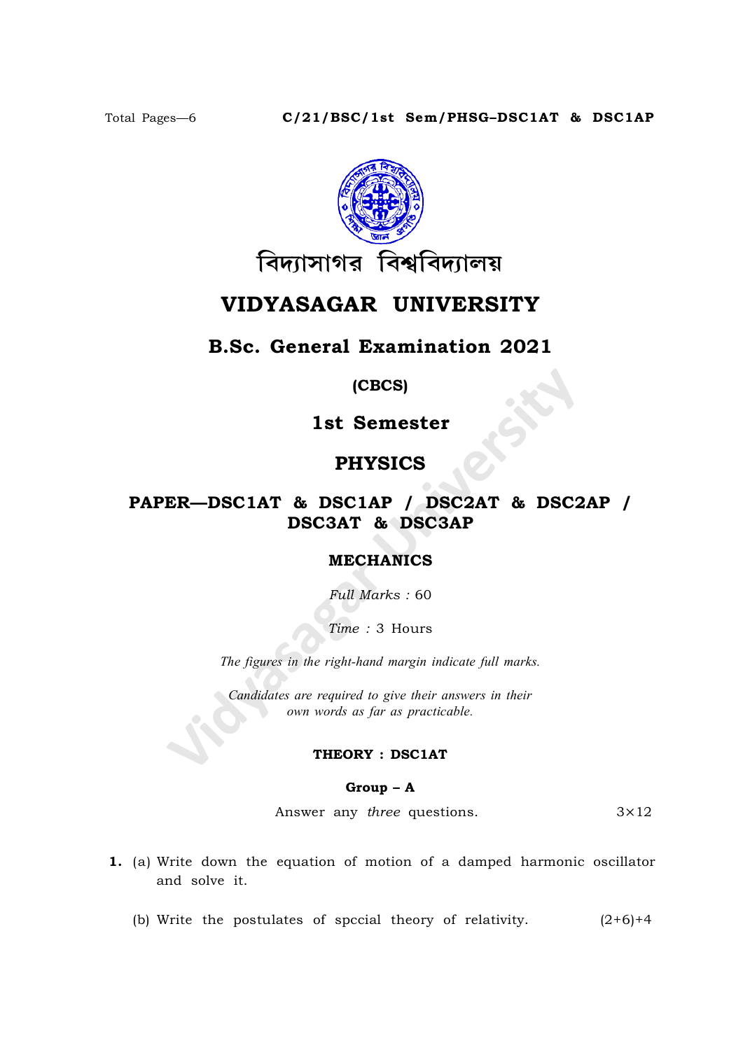Total Pages—6

**C/21/BSC/1st Sem/PHSG–DSC1AT & DSC1AP**

বিদ্যাসাগর বিশ্ববিদ্যালয়

# VIDYASAGAR UNIVERSITY

## B.Sc. General Examination 2021

**(CBCS)**

## 1st Semester

## PHYSICS

## PAPER—DSC1AT & DSC1AP / DSC2AT & DSC2AP / DSC3AT & DSC3AP

### MECHANICS

*Full Marks :* 60

*Time :* 3 Hours

*The figures in the right-hand margin indicate full marks.*

*Candidates are required to give their answers in their own words as far as practicable.*

### THEORY : DSC1AT

#### Group – A

Answer any *three* questions. $3 \times 12$

**1.** (a) Write down the equation of motion of a damped harmonic oscillator and solve it.

(b) Write the postulates of spccial theory of relativity. $(2+6)+4$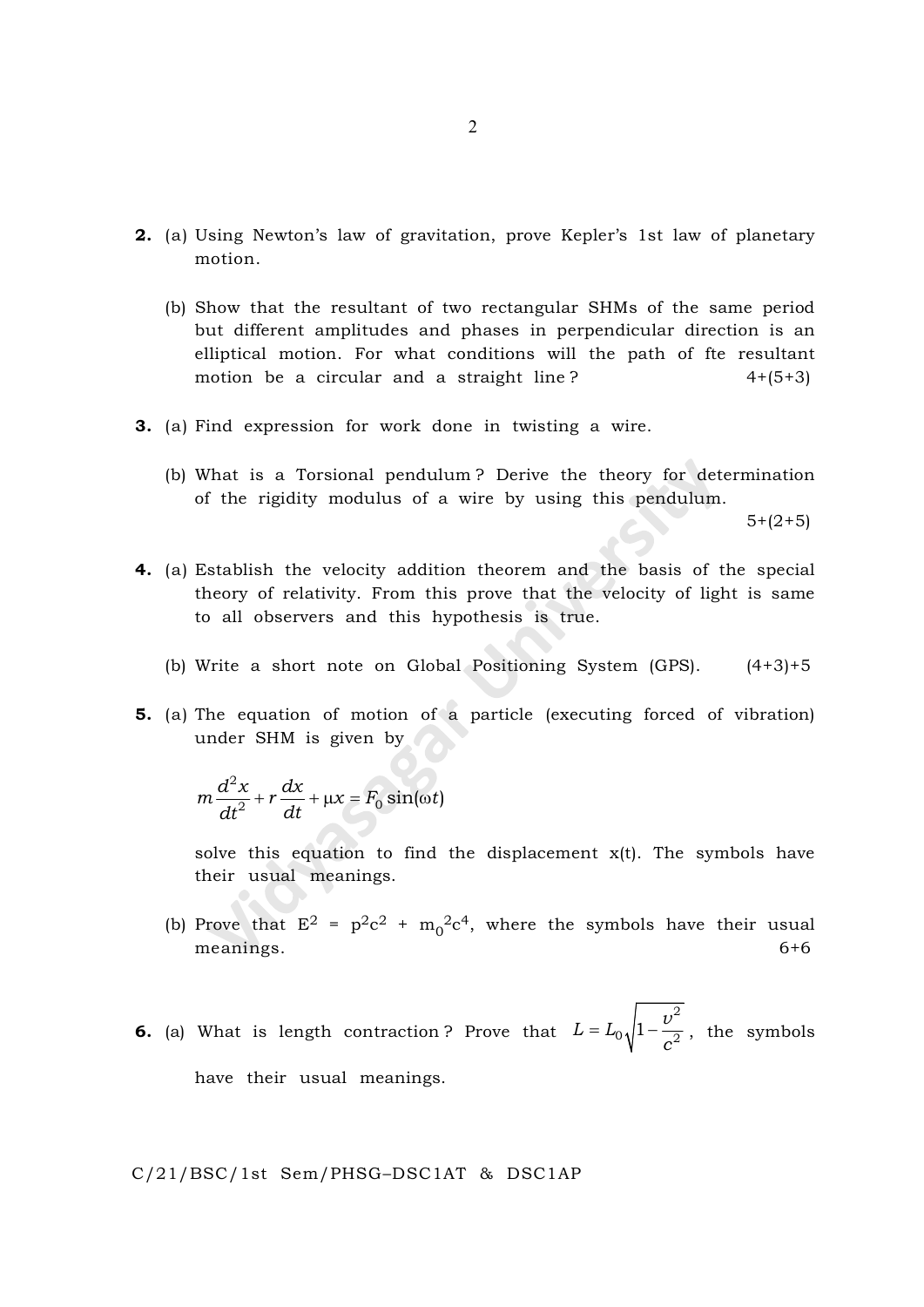**2.** (a) Using Newton's law of gravitation, prove Kepler's 1st law of planetary motion.

(b) Show that the resultant of two rectangular SHMs of the same period but different amplitudes and phases in perpendicular direction is an elliptical motion. For what conditions will the path of fte resultant motion be a circular and a straight line? 4+(5+3)

**3.** (a) Find expression for work done in twisting a wire.

(b) What is a Torsional pendulum? Derive the theory for determination of the rigidity modulus of a wire by using this pendulum. 5+(2+5)

**4.** (a) Establish the velocity addition theorem and the basis of the special theory of relativity. From this prove that the velocity of light is same to all observers and this hypothesis is true.

(b) Write a short note on Global Positioning System (GPS). (4+3)+5

**5.** (a) The equation of motion of a particle (executing forced of vibration) under SHM is given by

$$m\frac{d^2x}{dt^2} + r\frac{dx}{dt} + \mu x = F_0 \sin(\omega t)$$

solve this equation to find the displacement x(t). The symbols have their usual meanings.

(b) Prove that $E^2 = p^2c^2 + m_0^2c^4$, where the symbols have their usual meanings. 6+6

**6.** (a) What is length contraction? Prove that $L = L_0\sqrt{1 - \frac{v^2}{c^2}}$, the symbols have their usual meanings.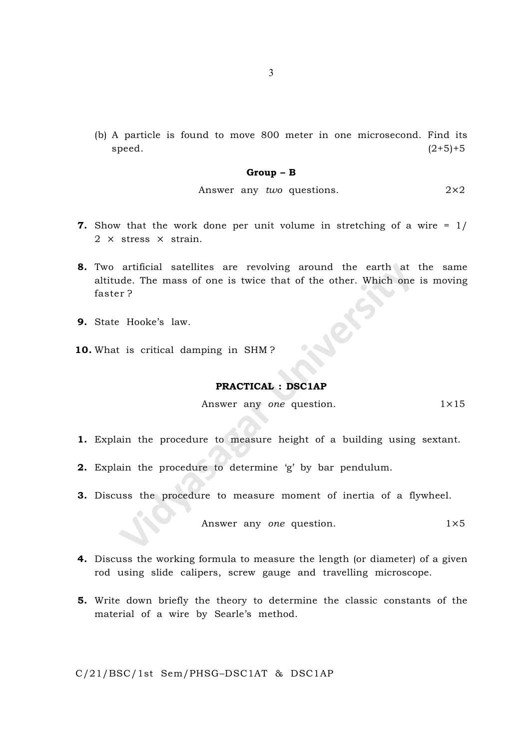(b) A particle is found to move 800 meter in one microsecond. Find its speed. (2+5)+5

### Group – B

Answer any *two* questions. 2×2

**7.** Show that the work done per unit volume in stretching of a wire = 1/2 × stress × strain.

**8.** Two artificial satellites are revolving around the earth at the same altitude. The mass of one is twice that of the other. Which one is moving faster ?

**9.** State Hooke's law.

**10.** What is critical damping in SHM ?

### PRACTICAL : DSC1AP

Answer any *one* question. 1×15

**1.** Explain the procedure to measure height of a building using sextant.

**2.** Explain the procedure to determine 'g' by bar pendulum.

**3.** Discuss the procedure to measure moment of inertia of a flywheel.

Answer any *one* question. 1×5

**4.** Discuss the working formula to measure the length (or diameter) of a given rod using slide calipers, screw gauge and travelling microscope.

**5.** Write down briefly the theory to determine the classic constants of the material of a wire by Searle's method.

C/21/BSC/1st Sem/PHSG–DSC1AT & DSC1AP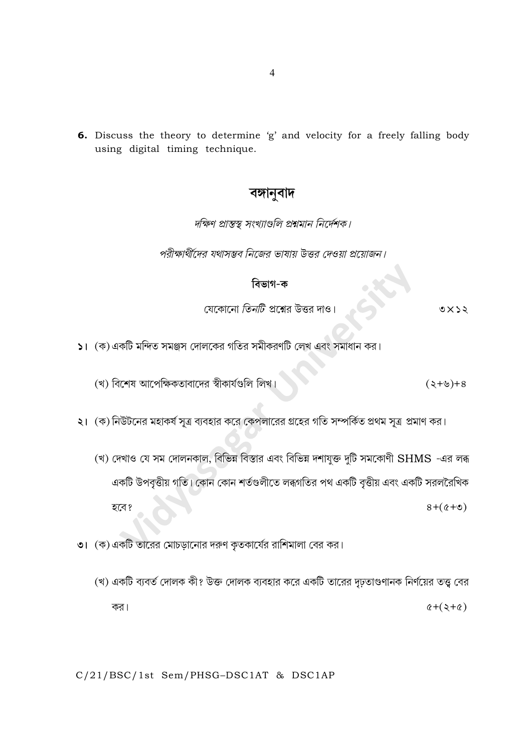**6.** Discuss the theory to determine 'g' and velocity for a freely falling body using digital timing technique.

## বঙ্গানুবাদ

*দক্ষিণ প্রান্তস্থ সংখ্যাগুলি প্রশ্নমান নির্দেশক।*

*পরীক্ষার্থীদের যথাসম্ভব নিজের ভাষায় উত্তর দেওয়া প্রয়োজন।*

### বিভাগ-ক

যেকোনো *তিনটি* প্রশ্নের উত্তর দাও। ৩×১২

১। (ক) একটি মন্দিত সমঞ্জস দোলকের গতির সমীকরণটি লেখ এবং সমাধান কর।

(খ) বিশেষ আপেক্ষিকতাবাদের স্বীকার্যগুলি লিখ। (২+৬)+৪

২। (ক) নিউটনের মহাকর্ষ সূত্র ব্যবহার করে কেপলারের গ্রহের গতি সম্পর্কিত প্রথম সূত্র প্রমাণ কর।

(খ) দেখাও যে সম দোলনকাল, বিভিন্ন বিস্তার এবং বিভিন্ন দশাযুক্ত দুটি সমকোণী SHMS -এর লব্ধ একটি উপবৃত্তীয় গতি। কোন কোন শর্তগুলীতে লব্ধগতির পথ একটি বৃত্তীয় এবং একটি সরলরৈখিক হবে? ৪+(৫+৩)

৩। (ক) একটি তারের মোচড়ানোর দরুণ কৃতকার্যের রাশিমালা বের কর।

(খ) একটি ব্যবর্ত দোলক কী? উক্ত দোলক ব্যবহার করে একটি তারের দৃঢ়তাগুণানক নির্ণয়ের তত্ত্ব বের কর। ৫+(২+৫)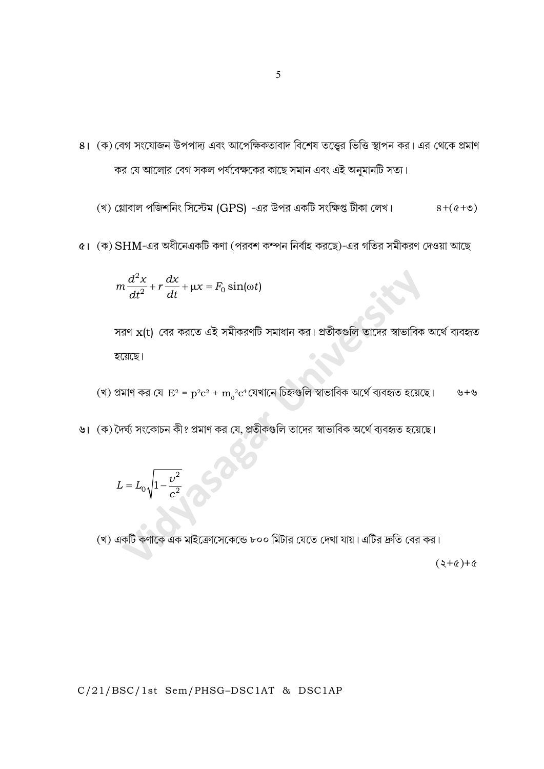৪। (ক) বেগ সংযোজন উপপাদ্য এবং আপেক্ষিকতাবাদ বিশেষ তত্ত্বের ভিত্তি স্থাপন কর। এর থেকে প্রমাণ কর যে আলোর বেগ সকল পর্যবেক্ষকের কাছে সমান এবং এই অনুমানটি সত্য।

(খ) গ্লোবাল পজিশনিং সিস্টেম (GPS) -এর উপর একটি সংক্ষিপ্ত টীকা লেখ। ৪+(৫+৩)

৫। (ক) SHM-এর অধীনেএকটি কণা (পরবশ কম্পন নির্বাহ করছে)-এর গতির সমীকরণ দেওয়া আছে

$$m\frac{d^2x}{dt^2} + r\frac{dx}{dt} + \mu x = F_0 \sin(\omega t)$$

সরণ x(t) বের করতে এই সমীকরণটি সমাধান কর। প্রতীকগুলি তাদের স্বাভাবিক অর্থে ব্যবহৃত হয়েছে।

(খ) প্রমাণ কর যে $E^2 = p^2c^2 + m_0^2c^4$ যেখানে চিহ্নগুলি স্বাভাবিক অর্থে ব্যবহৃত হয়েছে। ৬+৬

৬। (ক) দৈর্ঘ্য সংকোচন কী? প্রমাণ কর যে, প্রতীকগুলি তাদের স্বাভাবিক অর্থে ব্যবহৃত হয়েছে।

$$L = L_0\sqrt{1 - \frac{v^2}{c^2}}$$

(খ) একটি কণাকে এক মাইক্রোসেকেন্ডে ৮০০ মিটার যেতে দেখা যায়। এটির দ্রুতি বের কর।

(২+৫)+৫

C/21/BSC/1st Sem/PHSG–DSC1AT & DSC1AP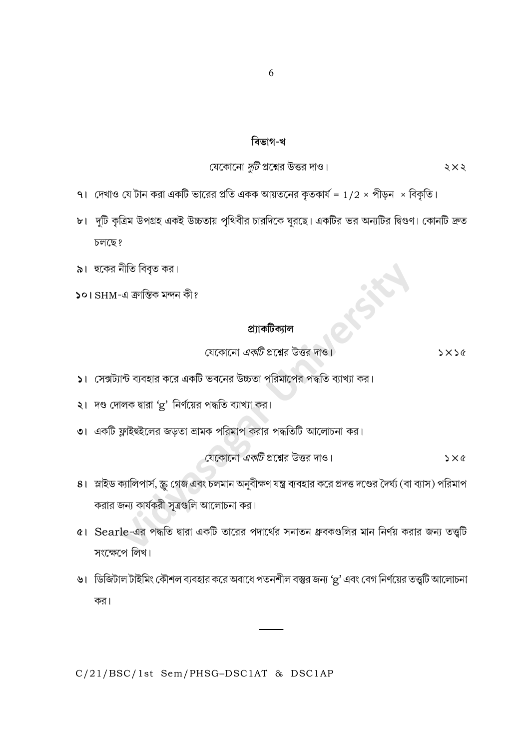### বিভাগ-খ

যেকোনো *দুটি* প্রশ্নের উত্তর দাও। ২×২

৭। দেখাও যে টান করা একটি তারের প্রতি একক আয়তনের কৃতকার্য = $1/2$ × পীড়ন × বিকৃতি।

৮। দুটি কৃত্রিম উপগ্রহ একই উচ্চতায় পৃথিবীর চারদিকে ঘুরছে। একটির ভর অন্যটির দ্বিগুণ। কোনটি দ্রুত চলছে?

৯। হুকের নীতি বিবৃত কর।

১০। SHM-এ ক্রান্তিক মন্দন কী?

### প্র্যাকটিক্যাল

যেকোনো *একটি* প্রশ্নের উত্তর দাও। ১×১৫

১। সেক্সট্যান্ট ব্যবহার করে একটি ভবনের উচ্চতা পরিমাপের পদ্ধতি ব্যাখ্যা কর।

২। দণ্ড দোলক দ্বারা 'g' নির্ণয়ের পদ্ধতি ব্যাখ্যা কর।

৩। একটি ফ্লাইহুইলের জড়তা ভ্রামক পরিমাপ করার পদ্ধতিটি আলোচনা কর।

যেকোনো *একটি* প্রশ্নের উত্তর দাও। ১×৫

৪। স্লাইড ক্যালিপার্স, স্ক্রু গেজ এবং চলমান অনুবীক্ষণ যন্ত্র ব্যবহার করে প্রদত্ত দণ্ডের দৈর্ঘ্য (বা ব্যাস) পরিমাপ করার জন্য কার্যকরী সূত্রগুলি আলোচনা কর।

৫। Searle-এর পদ্ধতি দ্বারা একটি তারের পদার্থের সনাতন ধ্রুবকগুলির মান নির্ণয় করার জন্য তত্ত্বটি সংক্ষেপে লিখ।

৬। ডিজিটাল টাইমিং কৌশল ব্যবহার করে অবাধে পতনশীল বস্তুর জন্য 'g' এবং বেগ নির্ণয়ের তত্ত্বটি আলোচনা কর।